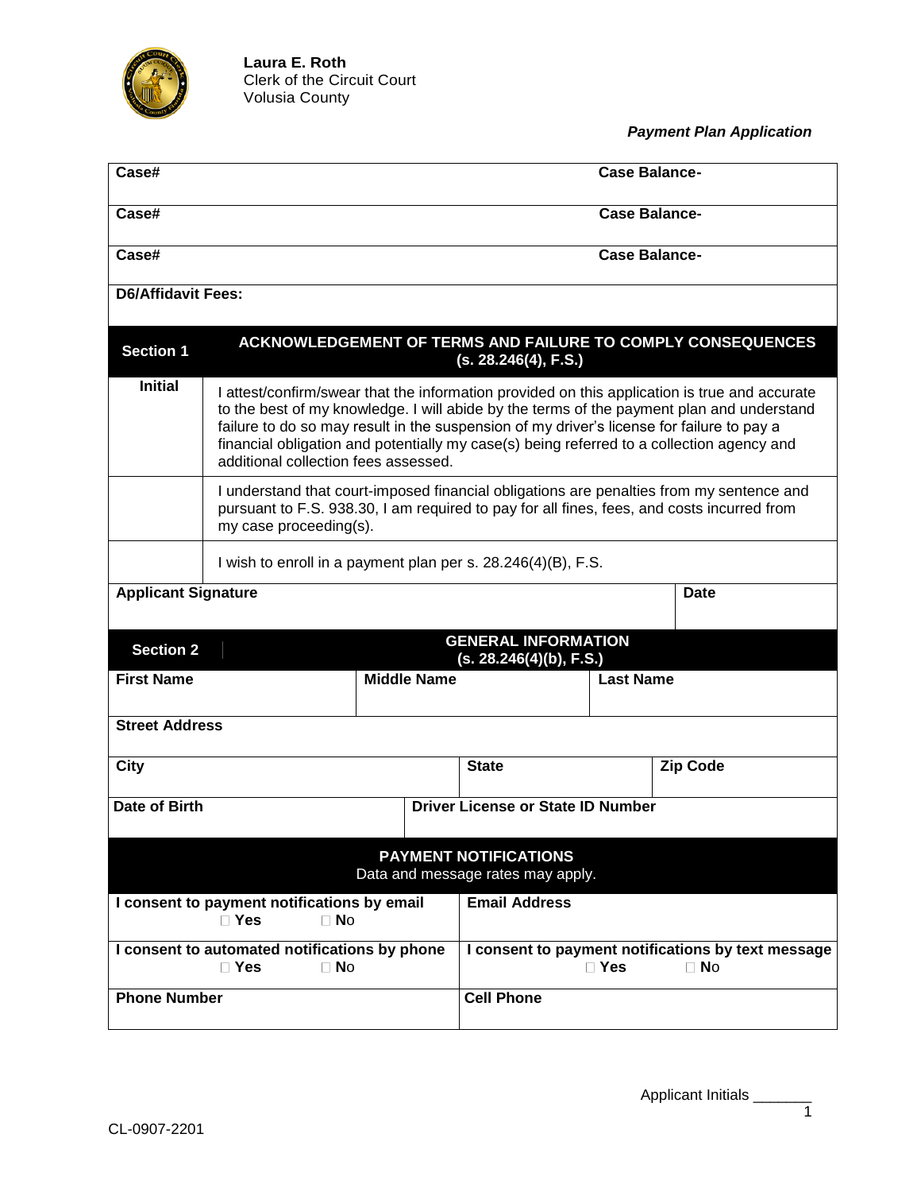**Laura E. Roth**
Clerk of the Circuit Court
Volusia County

***Payment Plan Application***

| Case# | Case Balance- |
|---|---|
| **Case#** | **Case Balance-** |
| **Case#** | **Case Balance-** |
| **D6/Affidavit Fees:** | |

| **Section 1** | **ACKNOWLEDGEMENT OF TERMS AND FAILURE TO COMPLY CONSEQUENCES (s. 28.246(4), F.S.)** |
|---|---|
| **Initial** | I attest/confirm/swear that the information provided on this application is true and accurate to the best of my knowledge. I will abide by the terms of the payment plan and understand failure to do so may result in the suspension of my driver's license for failure to pay a financial obligation and potentially my case(s) being referred to a collection agency and additional collection fees assessed. |
| | I understand that court-imposed financial obligations are penalties from my sentence and pursuant to F.S. 938.30, I am required to pay for all fines, fees, and costs incurred from my case proceeding(s). |
| | I wish to enroll in a payment plan per s. 28.246(4)(B), F.S. |
| **Applicant Signature** | **Date** |

| **Section 2** | **GENERAL INFORMATION (s. 28.246(4)(b), F.S.)** | |
|---|---|---|
| **First Name** | **Middle Name** | **Last Name** |
| **Street Address** | | |
| **City** | **State** | **Zip Code** |
| **Date of Birth** | **Driver License or State ID Number** | |

| **PAYMENT NOTIFICATIONS** Data and message rates may apply. | |
|---|---|
| **I consent to payment notifications by email** ☐ **Yes** ☐ **No** | **Email Address** |
| **I consent to automated notifications by phone** ☐ **Yes** ☐ **No** | **I consent to payment notifications by text message** ☐ **Yes** ☐ **No** |
| **Phone Number** | **Cell Phone** |

Applicant Initials _______

CL-0907-2201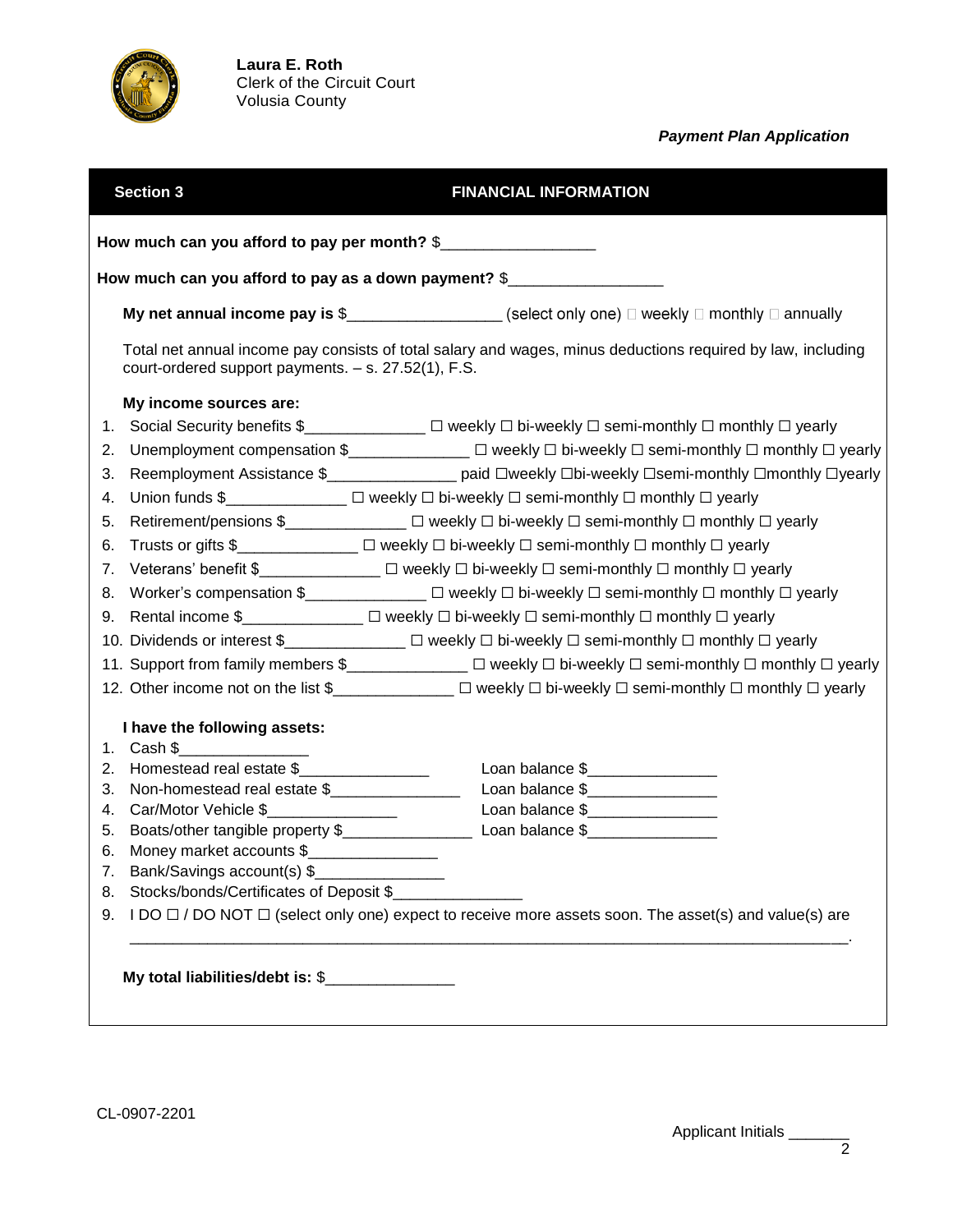**Laura E. Roth**
Clerk of the Circuit Court
Volusia County

***Payment Plan Application***

## Section 3 FINANCIAL INFORMATION

**How much can you afford to pay per month?** $_________________

**How much can you afford to pay as a down payment?** $_________________

**My net annual income pay is** $_________________ (select only one) ☐ weekly ☐ monthly ☐ annually

Total net annual income pay consists of total salary and wages, minus deductions required by law, including court-ordered support payments. – s. 27.52(1), F.S.

**My income sources are:**

1. Social Security benefits $_____________ ☐ weekly ☐ bi-weekly ☐ semi-monthly ☐ monthly ☐ yearly
2. Unemployment compensation $_____________ ☐ weekly ☐ bi-weekly ☐ semi-monthly ☐ monthly ☐ yearly
3. Reemployment Assistance $______________ paid ☐weekly ☐bi-weekly ☐semi-monthly ☐monthly ☐yearly
4. Union funds $_____________ ☐ weekly ☐ bi-weekly ☐ semi-monthly ☐ monthly ☐ yearly
5. Retirement/pensions $_____________ ☐ weekly ☐ bi-weekly ☐ semi-monthly ☐ monthly ☐ yearly
6. Trusts or gifts $_____________ ☐ weekly ☐ bi-weekly ☐ semi-monthly ☐ monthly ☐ yearly
7. Veterans' benefit $_____________ ☐ weekly ☐ bi-weekly ☐ semi-monthly ☐ monthly ☐ yearly
8. Worker's compensation $_____________ ☐ weekly ☐ bi-weekly ☐ semi-monthly ☐ monthly ☐ yearly
9. Rental income $_____________ ☐ weekly ☐ bi-weekly ☐ semi-monthly ☐ monthly ☐ yearly
10. Dividends or interest $_____________ ☐ weekly ☐ bi-weekly ☐ semi-monthly ☐ monthly ☐ yearly
11. Support from family members $_____________ ☐ weekly ☐ bi-weekly ☐ semi-monthly ☐ monthly ☐ yearly
12. Other income not on the list $_____________ ☐ weekly ☐ bi-weekly ☐ semi-monthly ☐ monthly ☐ yearly

**I have the following assets:**

1. Cash $_______________
2. Homestead real estate $_______________ Loan balance $_______________
3. Non-homestead real estate $_______________ Loan balance $_______________
4. Car/Motor Vehicle $_______________ Loan balance $_______________
5. Boats/other tangible property $_______________ Loan balance $_______________
6. Money market accounts $_______________
7. Bank/Savings account(s) $_______________
8. Stocks/bonds/Certificates of Deposit $_______________
9. I DO ☐ / DO NOT ☐ (select only one) expect to receive more assets soon. The asset(s) and value(s) are
   ________________________________________________________________________________.

**My total liabilities/debt is:** $_______________

CL-0907-2201

Applicant Initials _______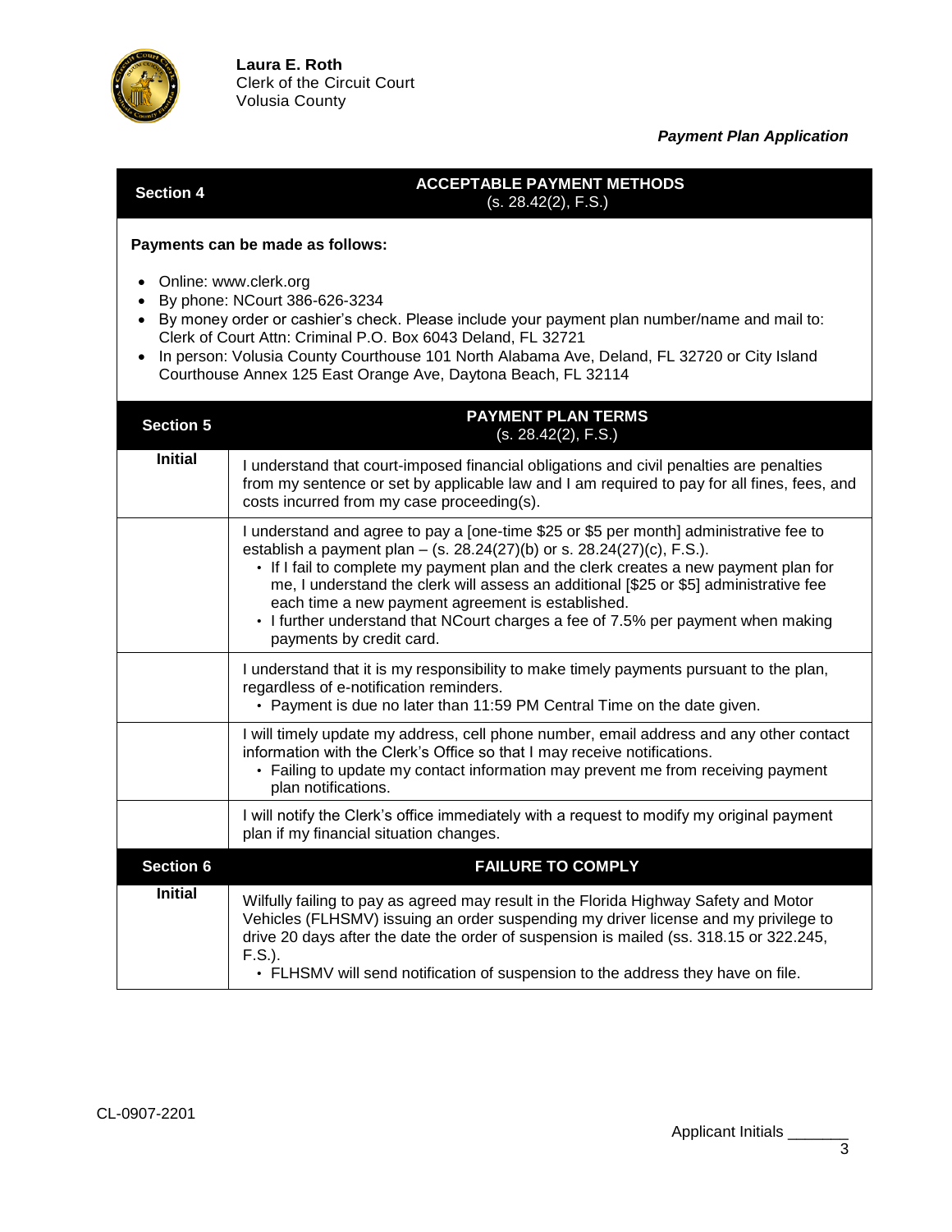**Laura E. Roth**
Clerk of the Circuit Court
Volusia County

***Payment Plan Application***

## Section 4 — ACCEPTABLE PAYMENT METHODS (s. 28.42(2), F.S.)

**Payments can be made as follows:**

- Online: www.clerk.org
- By phone: NCourt 386-626-3234
- By money order or cashier's check. Please include your payment plan number/name and mail to: Clerk of Court Attn: Criminal P.O. Box 6043 Deland, FL 32721
- In person: Volusia County Courthouse 101 North Alabama Ave, Deland, FL 32720 or City Island Courthouse Annex 125 East Orange Ave, Daytona Beach, FL 32114

## Section 5 — PAYMENT PLAN TERMS (s. 28.42(2), F.S.)

| Initial | |
|---|---|
| | I understand that court-imposed financial obligations and civil penalties are penalties from my sentence or set by applicable law and I am required to pay for all fines, fees, and costs incurred from my case proceeding(s). |
| | I understand and agree to pay a [one-time $25 or $5 per month] administrative fee to establish a payment plan – (s. 28.24(27)(b) or s. 28.24(27)(c), F.S.). <br>• If I fail to complete my payment plan and the clerk creates a new payment plan for me, I understand the clerk will assess an additional [$25 or $5] administrative fee each time a new payment agreement is established. <br>• I further understand that NCourt charges a fee of 7.5% per payment when making payments by credit card. |
| | I understand that it is my responsibility to make timely payments pursuant to the plan, regardless of e-notification reminders. <br>• Payment is due no later than 11:59 PM Central Time on the date given. |
| | I will timely update my address, cell phone number, email address and any other contact information with the Clerk's Office so that I may receive notifications. <br>• Failing to update my contact information may prevent me from receiving payment plan notifications. |
| | I will notify the Clerk's office immediately with a request to modify my original payment plan if my financial situation changes. |

## Section 6 — FAILURE TO COMPLY

| Initial | |
|---|---|
| | Wilfully failing to pay as agreed may result in the Florida Highway Safety and Motor Vehicles (FLHSMV) issuing an order suspending my driver license and my privilege to drive 20 days after the date the order of suspension is mailed (ss. 318.15 or 322.245, F.S.). <br>• FLHSMV will send notification of suspension to the address they have on file. |

CL-0907-2201

Applicant Initials _______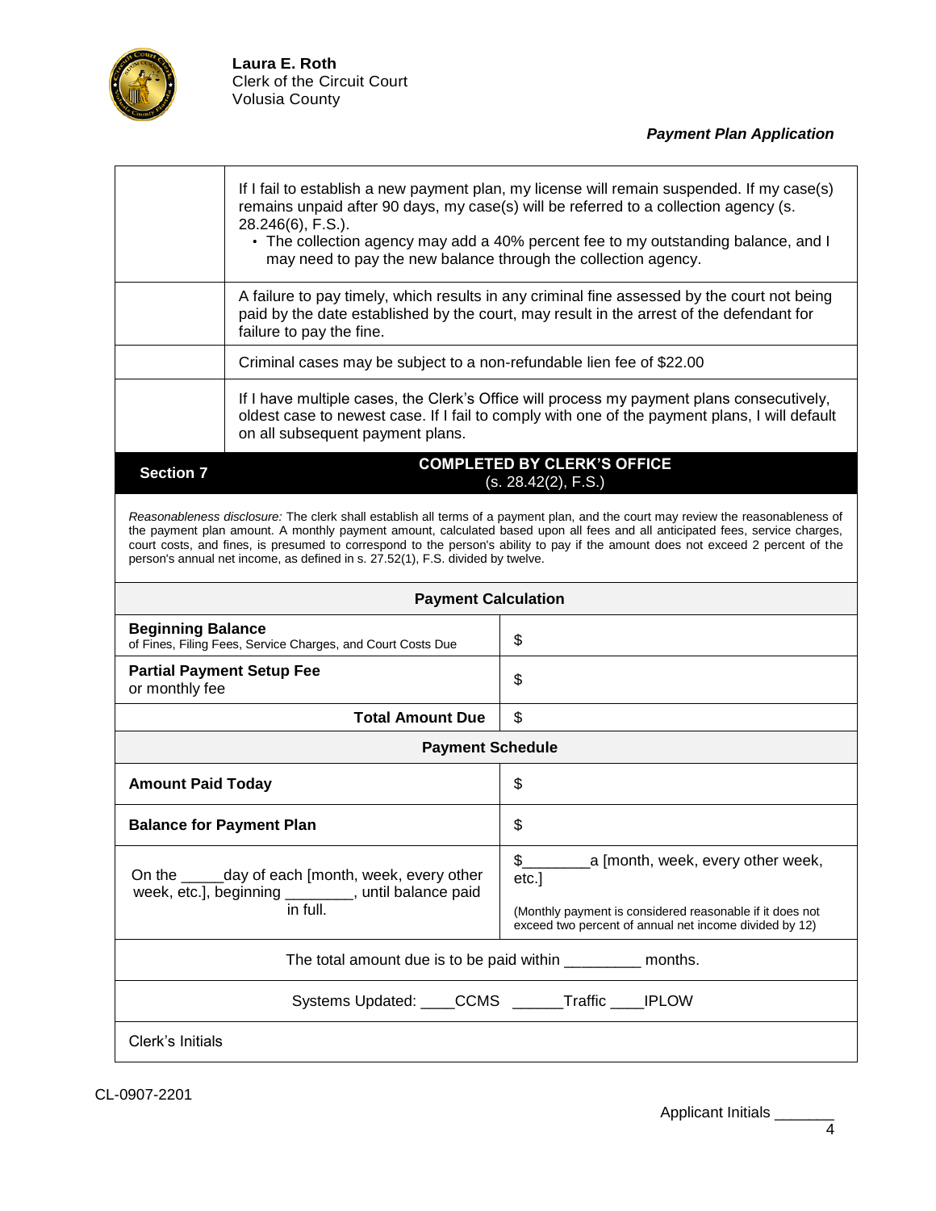**Laura E. Roth**
Clerk of the Circuit Court
Volusia County

***Payment Plan Application***

| | |
|---|---|
| | If I fail to establish a new payment plan, my license will remain suspended. If my case(s) remains unpaid after 90 days, my case(s) will be referred to a collection agency (s. 28.246(6), F.S.).<br>• The collection agency may add a 40% percent fee to my outstanding balance, and I may need to pay the new balance through the collection agency. |
| | A failure to pay timely, which results in any criminal fine assessed by the court not being paid by the date established by the court, may result in the arrest of the defendant for failure to pay the fine. |
| | Criminal cases may be subject to a non-refundable lien fee of $22.00 |
| | If I have multiple cases, the Clerk's Office will process my payment plans consecutively, oldest case to newest case. If I fail to comply with one of the payment plans, I will default on all subsequent payment plans. |

## Section 7 — COMPLETED BY CLERK'S OFFICE (s. 28.42(2), F.S.)

*Reasonableness disclosure:* The clerk shall establish all terms of a payment plan, and the court may review the reasonableness of the payment plan amount. A monthly payment amount, calculated based upon all fees and all anticipated fees, service charges, court costs, and fines, is presumed to correspond to the person's ability to pay if the amount does not exceed 2 percent of the person's annual net income, as defined in s. 27.52(1), F.S. divided by twelve.

| Payment Calculation | |
|---|---|
| **Beginning Balance**<br>of Fines, Filing Fees, Service Charges, and Court Costs Due | $ |
| **Partial Payment Setup Fee**<br>or monthly fee | $ |
| **Total Amount Due** | $ |

| Payment Schedule | |
|---|---|
| **Amount Paid Today** | $ |
| **Balance for Payment Plan** | $ |
| On the _____day of each [month, week, every other week, etc.], beginning ________, until balance paid in full. | $________a [month, week, every other week, etc.]<br>(Monthly payment is considered reasonable if it does not exceed two percent of annual net income divided by 12) |

The total amount due is to be paid within _________ months.

Systems Updated: ____CCMS ______Traffic ____IPLOW

Clerk's Initials

CL-0907-2201

Applicant Initials _______